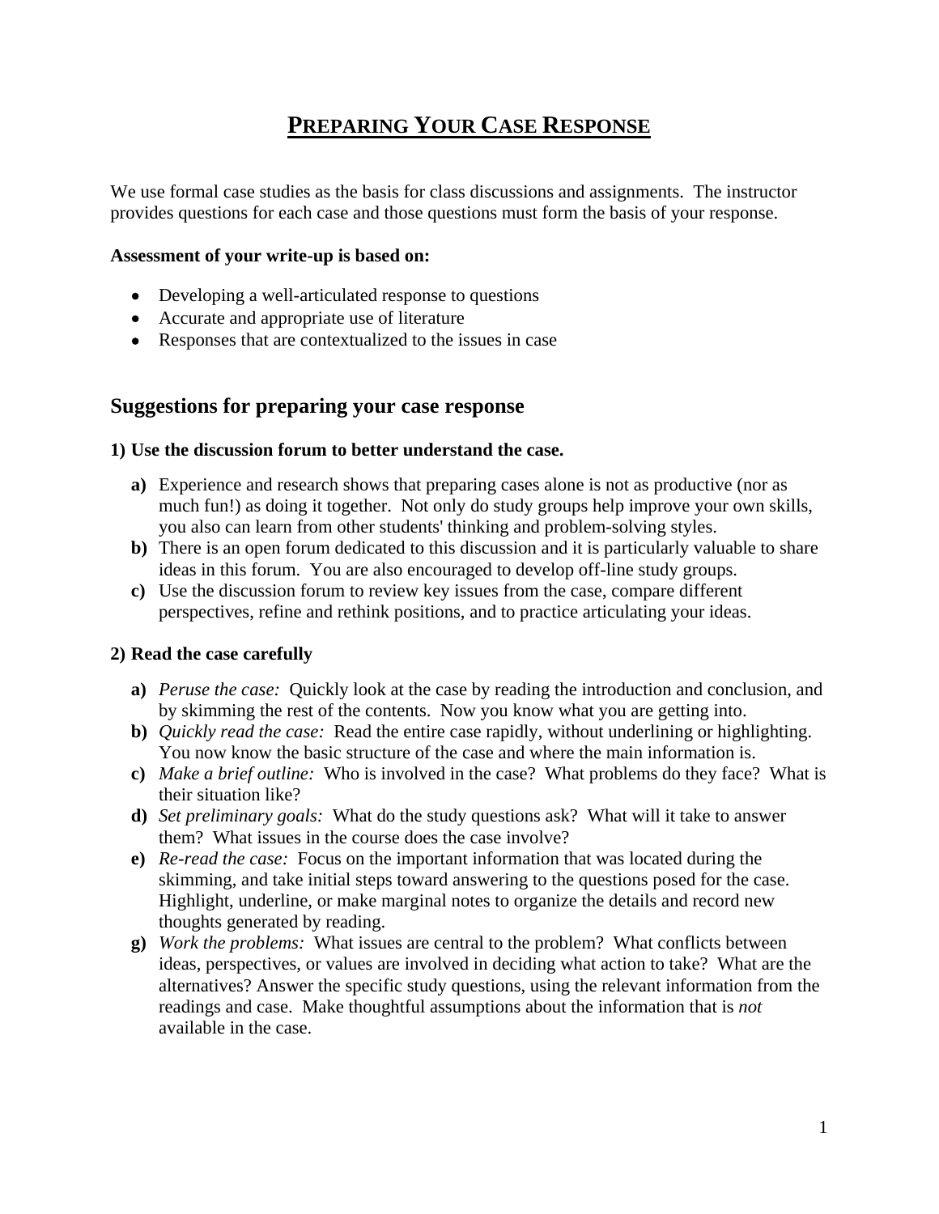# PREPARING YOUR CASE RESPONSE

We use formal case studies as the basis for class discussions and assignments. The instructor provides questions for each case and those questions must form the basis of your response.

**Assessment of your write-up is based on:**

- Developing a well-articulated response to questions
- Accurate and appropriate use of literature
- Responses that are contextualized to the issues in case

## Suggestions for preparing your case response

**1) Use the discussion forum to better understand the case.**

**a)** Experience and research shows that preparing cases alone is not as productive (nor as much fun!) as doing it together. Not only do study groups help improve your own skills, you also can learn from other students' thinking and problem-solving styles.

**b)** There is an open forum dedicated to this discussion and it is particularly valuable to share ideas in this forum. You are also encouraged to develop off-line study groups.

**c)** Use the discussion forum to review key issues from the case, compare different perspectives, refine and rethink positions, and to practice articulating your ideas.

**2) Read the case carefully**

**a)** *Peruse the case:* Quickly look at the case by reading the introduction and conclusion, and by skimming the rest of the contents. Now you know what you are getting into.

**b)** *Quickly read the case:* Read the entire case rapidly, without underlining or highlighting. You now know the basic structure of the case and where the main information is.

**c)** *Make a brief outline:* Who is involved in the case? What problems do they face? What is their situation like?

**d)** *Set preliminary goals:* What do the study questions ask? What will it take to answer them? What issues in the course does the case involve?

**e)** *Re-read the case:* Focus on the important information that was located during the skimming, and take initial steps toward answering to the questions posed for the case. Highlight, underline, or make marginal notes to organize the details and record new thoughts generated by reading.

**g)** *Work the problems:* What issues are central to the problem? What conflicts between ideas, perspectives, or values are involved in deciding what action to take? What are the alternatives? Answer the specific study questions, using the relevant information from the readings and case. Make thoughtful assumptions about the information that is *not* available in the case.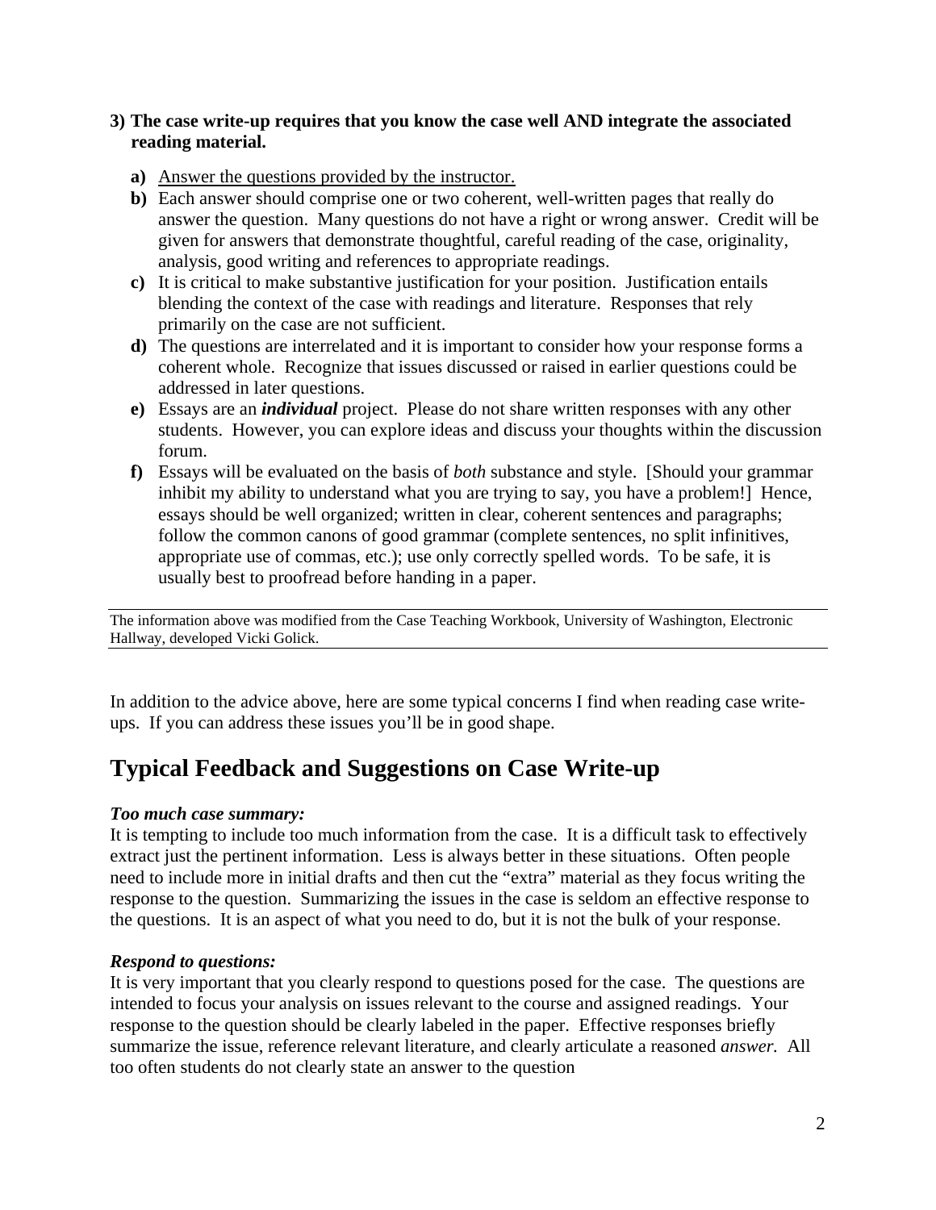**3) The case write-up requires that you know the case well AND integrate the associated reading material.**

**a)** <u>Answer the questions provided by the instructor.</u>

**b)** Each answer should comprise one or two coherent, well-written pages that really do answer the question. Many questions do not have a right or wrong answer. Credit will be given for answers that demonstrate thoughtful, careful reading of the case, originality, analysis, good writing and references to appropriate readings.

**c)** It is critical to make substantive justification for your position. Justification entails blending the context of the case with readings and literature. Responses that rely primarily on the case are not sufficient.

**d)** The questions are interrelated and it is important to consider how your response forms a coherent whole. Recognize that issues discussed or raised in earlier questions could be addressed in later questions.

**e)** Essays are an ***individual*** project. Please do not share written responses with any other students. However, you can explore ideas and discuss your thoughts within the discussion forum.

**f)** Essays will be evaluated on the basis of *both* substance and style. [Should your grammar inhibit my ability to understand what you are trying to say, you have a problem!] Hence, essays should be well organized; written in clear, coherent sentences and paragraphs; follow the common canons of good grammar (complete sentences, no split infinitives, appropriate use of commas, etc.); use only correctly spelled words. To be safe, it is usually best to proofread before handing in a paper.

---

The information above was modified from the Case Teaching Workbook, University of Washington, Electronic Hallway, developed Vicki Golick.

---

In addition to the advice above, here are some typical concerns I find when reading case write-ups. If you can address these issues you'll be in good shape.

# Typical Feedback and Suggestions on Case Write-up

***Too much case summary:***

It is tempting to include too much information from the case. It is a difficult task to effectively extract just the pertinent information. Less is always better in these situations. Often people need to include more in initial drafts and then cut the "extra" material as they focus writing the response to the question. Summarizing the issues in the case is seldom an effective response to the questions. It is an aspect of what you need to do, but it is not the bulk of your response.

***Respond to questions:***

It is very important that you clearly respond to questions posed for the case. The questions are intended to focus your analysis on issues relevant to the course and assigned readings. Your response to the question should be clearly labeled in the paper. Effective responses briefly summarize the issue, reference relevant literature, and clearly articulate a reasoned *answer.* All too often students do not clearly state an answer to the question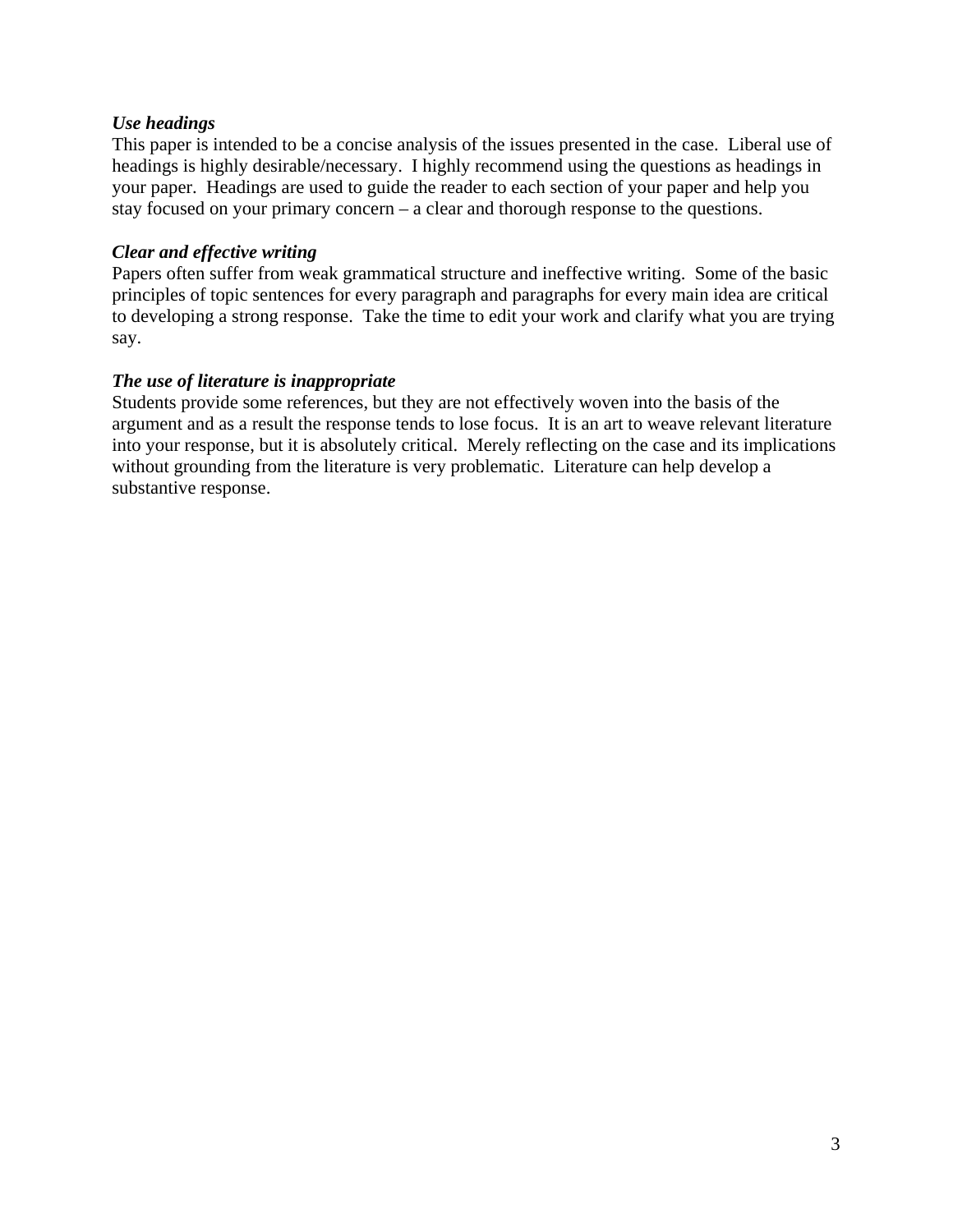***Use headings***

This paper is intended to be a concise analysis of the issues presented in the case. Liberal use of headings is highly desirable/necessary. I highly recommend using the questions as headings in your paper. Headings are used to guide the reader to each section of your paper and help you stay focused on your primary concern – a clear and thorough response to the questions.

***Clear and effective writing***

Papers often suffer from weak grammatical structure and ineffective writing. Some of the basic principles of topic sentences for every paragraph and paragraphs for every main idea are critical to developing a strong response. Take the time to edit your work and clarify what you are trying say.

***The use of literature is inappropriate***

Students provide some references, but they are not effectively woven into the basis of the argument and as a result the response tends to lose focus. It is an art to weave relevant literature into your response, but it is absolutely critical. Merely reflecting on the case and its implications without grounding from the literature is very problematic. Literature can help develop a substantive response.